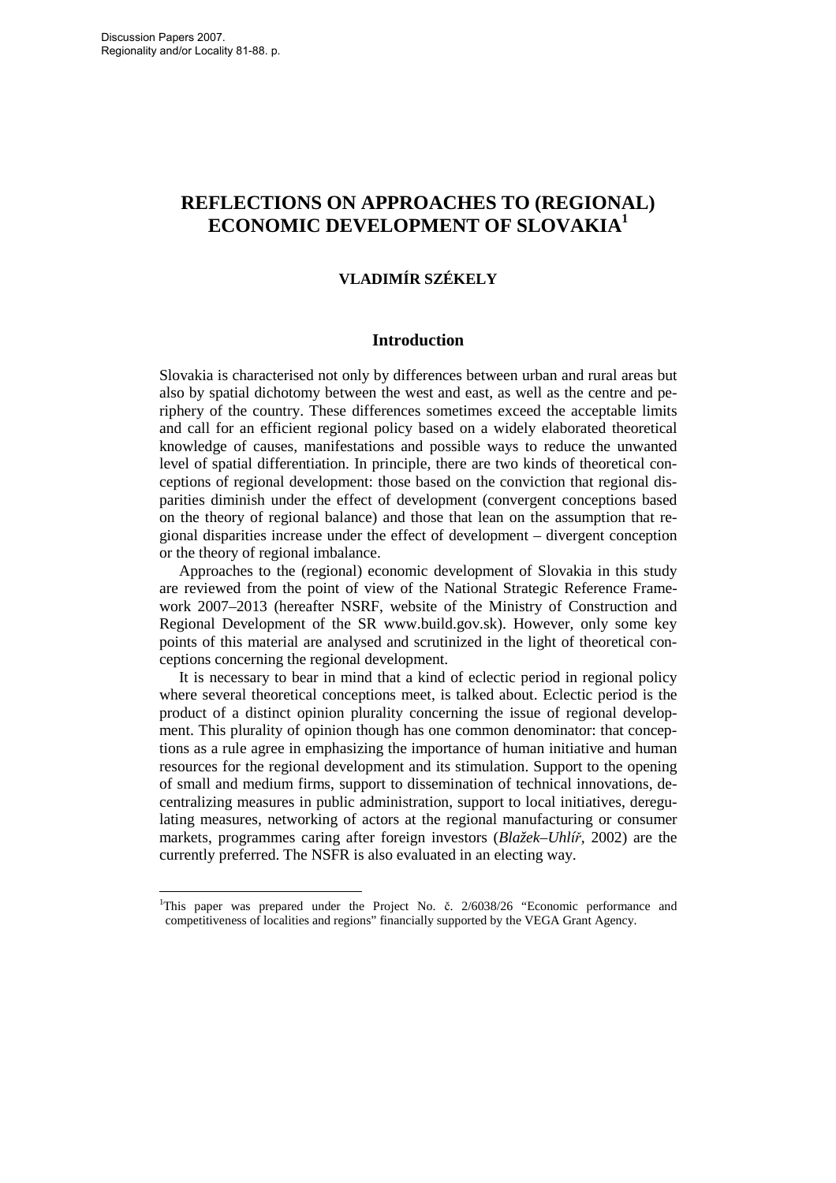# REFLECTIONS ON APPROACHES TO (REGIONAL) ECONOMIC DEVELOPMENT OF SLOVAKIA[1]

### VLADIMÍR SZÉKELY

## Introduction

Slovakia is characterised not only by differences between urban and rural areas but also by spatial dichotomy between the west and east, as well as the centre and periphery of the country. These differences sometimes exceed the acceptable limits and call for an efficient regional policy based on a widely elaborated theoretical knowledge of causes, manifestations and possible ways to reduce the unwanted level of spatial differentiation. In principle, there are two kinds of theoretical conceptions of regional development: those based on the conviction that regional disparities diminish under the effect of development (convergent conceptions based on the theory of regional balance) and those that lean on the assumption that regional disparities increase under the effect of development – divergent conception or the theory of regional imbalance.

Approaches to the (regional) economic development of Slovakia in this study are reviewed from the point of view of the National Strategic Reference Framework 2007–2013 (hereafter NSRF, website of the Ministry of Construction and Regional Development of the SR www.build.gov.sk). However, only some key points of this material are analysed and scrutinized in the light of theoretical conceptions concerning the regional development.

It is necessary to bear in mind that a kind of eclectic period in regional policy where several theoretical conceptions meet, is talked about. Eclectic period is the product of a distinct opinion plurality concerning the issue of regional development. This plurality of opinion though has one common denominator: that conceptions as a rule agree in emphasizing the importance of human initiative and human resources for the regional development and its stimulation. Support to the opening of small and medium firms, support to dissemination of technical innovations, decentralizing measures in public administration, support to local initiatives, deregulating measures, networking of actors at the regional manufacturing or consumer markets, programmes caring after foreign investors (*Blažek–Uhlíř*, 2002) are the currently preferred. The NSFR is also evaluated in an electing way.

[1]This paper was prepared under the Project No. č. 2/6038/26 "Economic performance and competitiveness of localities and regions" financially supported by the VEGA Grant Agency.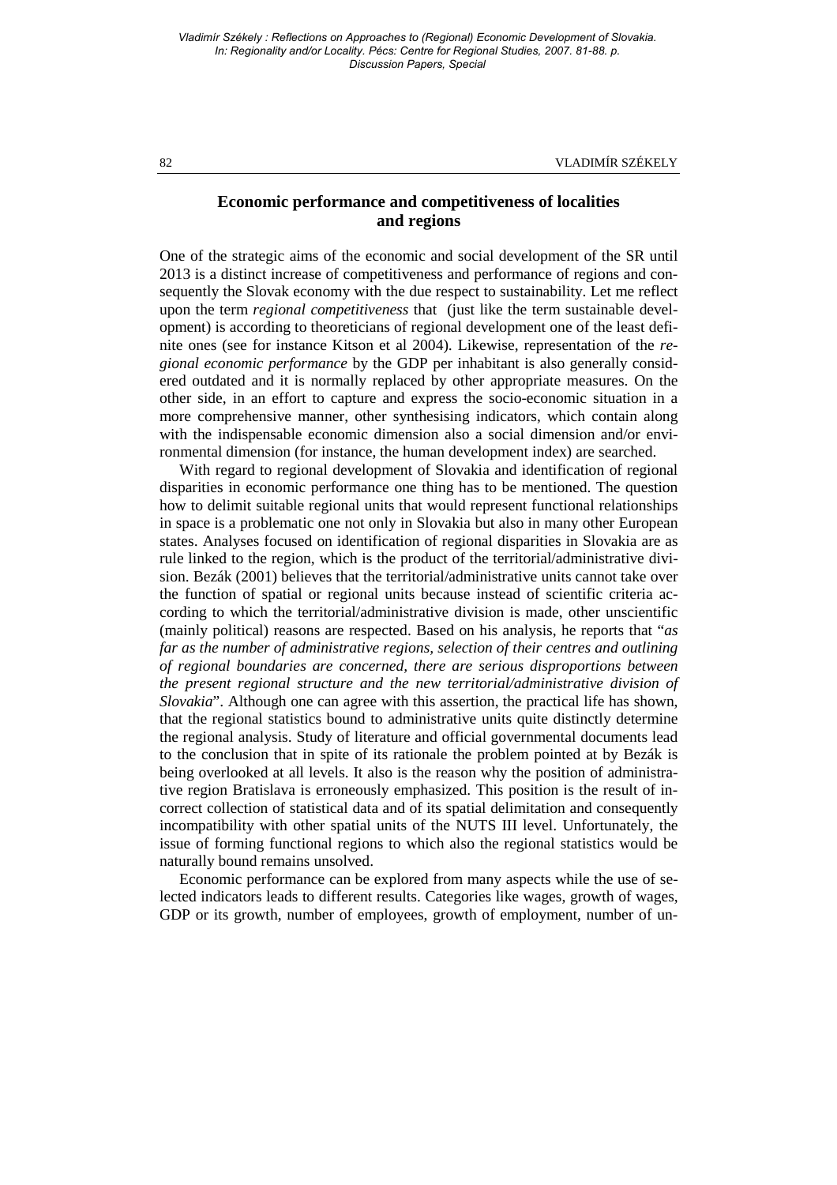## Economic performance and competitiveness of localities and regions

One of the strategic aims of the economic and social development of the SR until 2013 is a distinct increase of competitiveness and performance of regions and consequently the Slovak economy with the due respect to sustainability. Let me reflect upon the term *regional competitiveness* that (just like the term sustainable development) is according to theoreticians of regional development one of the least definite ones (see for instance Kitson et al 2004). Likewise, representation of the *regional economic performance* by the GDP per inhabitant is also generally considered outdated and it is normally replaced by other appropriate measures. On the other side, in an effort to capture and express the socio-economic situation in a more comprehensive manner, other synthesising indicators, which contain along with the indispensable economic dimension also a social dimension and/or environmental dimension (for instance, the human development index) are searched.

With regard to regional development of Slovakia and identification of regional disparities in economic performance one thing has to be mentioned. The question how to delimit suitable regional units that would represent functional relationships in space is a problematic one not only in Slovakia but also in many other European states. Analyses focused on identification of regional disparities in Slovakia are as rule linked to the region, which is the product of the territorial/administrative division. Bezák (2001) believes that the territorial/administrative units cannot take over the function of spatial or regional units because instead of scientific criteria according to which the territorial/administrative division is made, other unscientific (mainly political) reasons are respected. Based on his analysis, he reports that "*as far as the number of administrative regions, selection of their centres and outlining of regional boundaries are concerned, there are serious disproportions between the present regional structure and the new territorial/administrative division of Slovakia*". Although one can agree with this assertion, the practical life has shown, that the regional statistics bound to administrative units quite distinctly determine the regional analysis. Study of literature and official governmental documents lead to the conclusion that in spite of its rationale the problem pointed at by Bezák is being overlooked at all levels. It also is the reason why the position of administrative region Bratislava is erroneously emphasized. This position is the result of incorrect collection of statistical data and of its spatial delimitation and consequently incompatibility with other spatial units of the NUTS III level. Unfortunately, the issue of forming functional regions to which also the regional statistics would be naturally bound remains unsolved.

Economic performance can be explored from many aspects while the use of selected indicators leads to different results. Categories like wages, growth of wages, GDP or its growth, number of employees, growth of employment, number of un-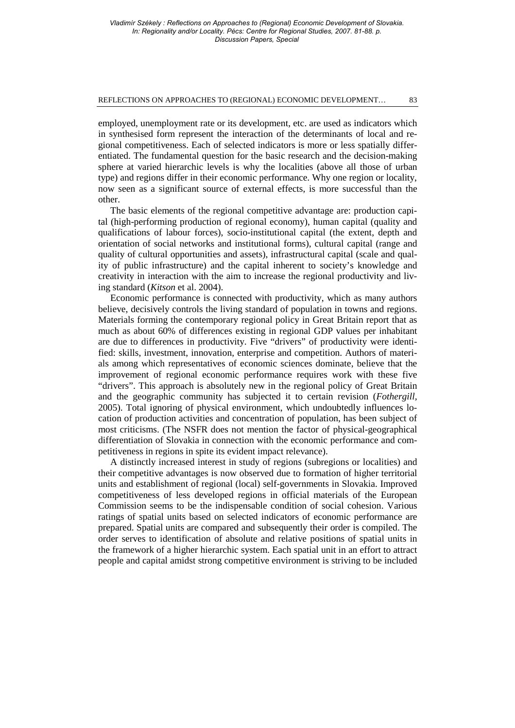employed, unemployment rate or its development, etc. are used as indicators which in synthesised form represent the interaction of the determinants of local and regional competitiveness. Each of selected indicators is more or less spatially differentiated. The fundamental question for the basic research and the decision-making sphere at varied hierarchic levels is why the localities (above all those of urban type) and regions differ in their economic performance. Why one region or locality, now seen as a significant source of external effects, is more successful than the other.

The basic elements of the regional competitive advantage are: production capital (high-performing production of regional economy), human capital (quality and qualifications of labour forces), socio-institutional capital (the extent, depth and orientation of social networks and institutional forms), cultural capital (range and quality of cultural opportunities and assets), infrastructural capital (scale and quality of public infrastructure) and the capital inherent to society's knowledge and creativity in interaction with the aim to increase the regional productivity and living standard (*Kitson* et al. 2004).

Economic performance is connected with productivity, which as many authors believe, decisively controls the living standard of population in towns and regions. Materials forming the contemporary regional policy in Great Britain report that as much as about 60% of differences existing in regional GDP values per inhabitant are due to differences in productivity. Five "drivers" of productivity were identified: skills, investment, innovation, enterprise and competition. Authors of materials among which representatives of economic sciences dominate, believe that the improvement of regional economic performance requires work with these five "drivers". This approach is absolutely new in the regional policy of Great Britain and the geographic community has subjected it to certain revision (*Fothergill*, 2005). Total ignoring of physical environment, which undoubtedly influences location of production activities and concentration of population, has been subject of most criticisms. (The NSFR does not mention the factor of physical-geographical differentiation of Slovakia in connection with the economic performance and competitiveness in regions in spite its evident impact relevance).

A distinctly increased interest in study of regions (subregions or localities) and their competitive advantages is now observed due to formation of higher territorial units and establishment of regional (local) self-governments in Slovakia. Improved competitiveness of less developed regions in official materials of the European Commission seems to be the indispensable condition of social cohesion. Various ratings of spatial units based on selected indicators of economic performance are prepared. Spatial units are compared and subsequently their order is compiled. The order serves to identification of absolute and relative positions of spatial units in the framework of a higher hierarchic system. Each spatial unit in an effort to attract people and capital amidst strong competitive environment is striving to be included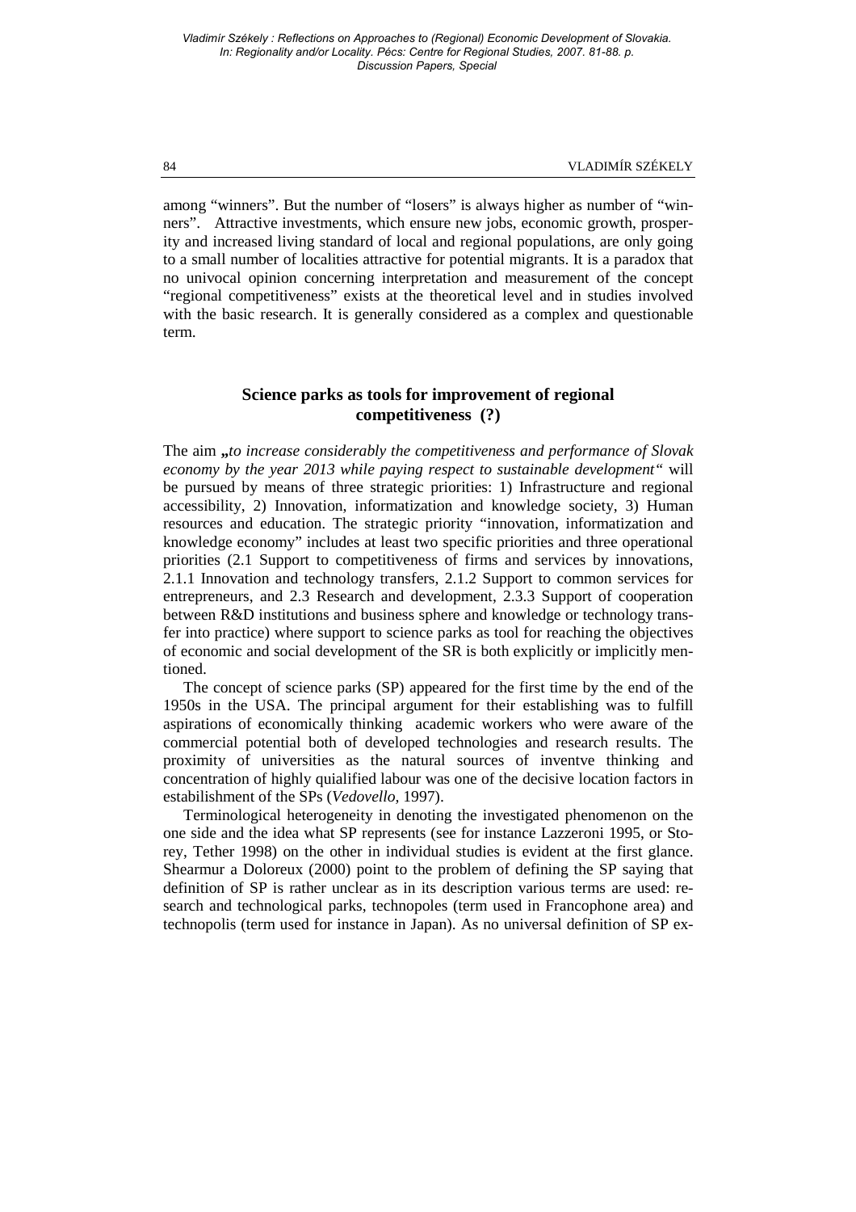among "winners". But the number of "losers" is always higher as number of "winners". Attractive investments, which ensure new jobs, economic growth, prosperity and increased living standard of local and regional populations, are only going to a small number of localities attractive for potential migrants. It is a paradox that no univocal opinion concerning interpretation and measurement of the concept "regional competitiveness" exists at the theoretical level and in studies involved with the basic research. It is generally considered as a complex and questionable term.

## Science parks as tools for improvement of regional competitiveness (?)

The aim *„to increase considerably the competitiveness and performance of Slovak economy by the year 2013 while paying respect to sustainable development"* will be pursued by means of three strategic priorities: 1) Infrastructure and regional accessibility, 2) Innovation, informatization and knowledge society, 3) Human resources and education. The strategic priority "innovation, informatization and knowledge economy" includes at least two specific priorities and three operational priorities (2.1 Support to competitiveness of firms and services by innovations, 2.1.1 Innovation and technology transfers, 2.1.2 Support to common services for entrepreneurs, and 2.3 Research and development, 2.3.3 Support of cooperation between R&D institutions and business sphere and knowledge or technology transfer into practice) where support to science parks as tool for reaching the objectives of economic and social development of the SR is both explicitly or implicitly mentioned.

The concept of science parks (SP) appeared for the first time by the end of the 1950s in the USA. The principal argument for their establishing was to fulfill aspirations of economically thinking academic workers who were aware of the commercial potential both of developed technologies and research results. The proximity of universities as the natural sources of inventve thinking and concentration of highly quialified labour was one of the decisive location factors in estabilishment of the SPs (*Vedovello,* 1997).

Terminological heterogeneity in denoting the investigated phenomenon on the one side and the idea what SP represents (see for instance Lazzeroni 1995, or Storey, Tether 1998) on the other in individual studies is evident at the first glance. Shearmur a Doloreux (2000) point to the problem of defining the SP saying that definition of SP is rather unclear as in its description various terms are used: research and technological parks, technopoles (term used in Francophone area) and technopolis (term used for instance in Japan). As no universal definition of SP ex-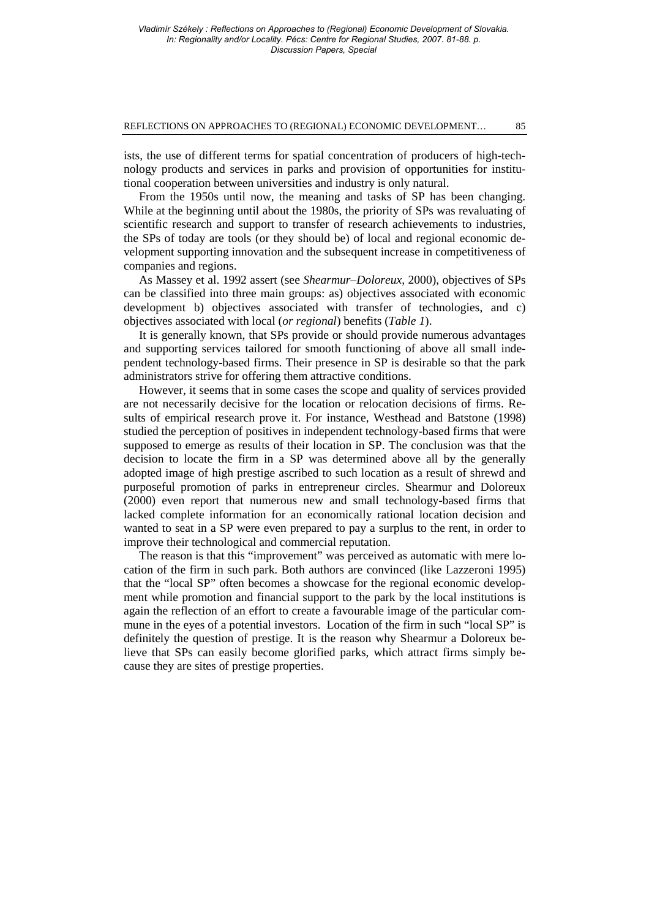ists, the use of different terms for spatial concentration of producers of high-technology products and services in parks and provision of opportunities for institutional cooperation between universities and industry is only natural.

From the 1950s until now, the meaning and tasks of SP has been changing. While at the beginning until about the 1980s, the priority of SPs was revaluating of scientific research and support to transfer of research achievements to industries, the SPs of today are tools (or they should be) of local and regional economic development supporting innovation and the subsequent increase in competitiveness of companies and regions.

As Massey et al. 1992 assert (see *Shearmur–Doloreux*, 2000), objectives of SPs can be classified into three main groups: as) objectives associated with economic development b) objectives associated with transfer of technologies, and c) objectives associated with local (*or regional*) benefits (*Table 1*).

It is generally known, that SPs provide or should provide numerous advantages and supporting services tailored for smooth functioning of above all small independent technology-based firms. Their presence in SP is desirable so that the park administrators strive for offering them attractive conditions.

However, it seems that in some cases the scope and quality of services provided are not necessarily decisive for the location or relocation decisions of firms. Results of empirical research prove it. For instance, Westhead and Batstone (1998) studied the perception of positives in independent technology-based firms that were supposed to emerge as results of their location in SP. The conclusion was that the decision to locate the firm in a SP was determined above all by the generally adopted image of high prestige ascribed to such location as a result of shrewd and purposeful promotion of parks in entrepreneur circles. Shearmur and Doloreux (2000) even report that numerous new and small technology-based firms that lacked complete information for an economically rational location decision and wanted to seat in a SP were even prepared to pay a surplus to the rent, in order to improve their technological and commercial reputation.

The reason is that this "improvement" was perceived as automatic with mere location of the firm in such park. Both authors are convinced (like Lazzeroni 1995) that the "local SP" often becomes a showcase for the regional economic development while promotion and financial support to the park by the local institutions is again the reflection of an effort to create a favourable image of the particular commune in the eyes of a potential investors. Location of the firm in such "local SP" is definitely the question of prestige. It is the reason why Shearmur a Doloreux believe that SPs can easily become glorified parks, which attract firms simply because they are sites of prestige properties.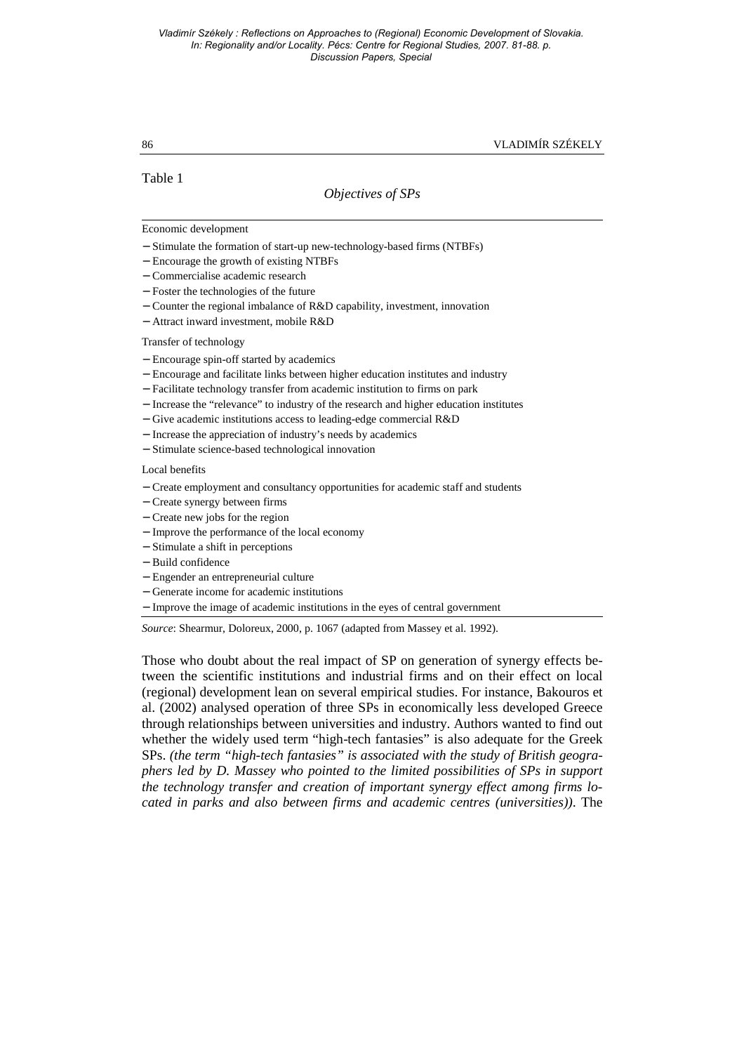Table 1

*Objectives of SPs*

Economic development

- Stimulate the formation of start-up new-technology-based firms (NTBFs)
- Encourage the growth of existing NTBFs
- Commercialise academic research
- Foster the technologies of the future
- Counter the regional imbalance of R&D capability, investment, innovation
- Attract inward investment, mobile R&D

Transfer of technology

- Encourage spin-off started by academics
- Encourage and facilitate links between higher education institutes and industry
- Facilitate technology transfer from academic institution to firms on park
- Increase the "relevance" to industry of the research and higher education institutes
- Give academic institutions access to leading-edge commercial R&D
- Increase the appreciation of industry's needs by academics
- Stimulate science-based technological innovation

Local benefits

- Create employment and consultancy opportunities for academic staff and students
- Create synergy between firms
- Create new jobs for the region
- Improve the performance of the local economy
- Stimulate a shift in perceptions
- Build confidence
- Engender an entrepreneurial culture
- Generate income for academic institutions
- Improve the image of academic institutions in the eyes of central government

*Source*: Shearmur, Doloreux, 2000, p. 1067 (adapted from Massey et al. 1992).

Those who doubt about the real impact of SP on generation of synergy effects between the scientific institutions and industrial firms and on their effect on local (regional) development lean on several empirical studies. For instance, Bakouros et al. (2002) analysed operation of three SPs in economically less developed Greece through relationships between universities and industry. Authors wanted to find out whether the widely used term "high-tech fantasies" is also adequate for the Greek SPs. *(the term "high-tech fantasies" is associated with the study of British geographers led by D. Massey who pointed to the limited possibilities of SPs in support the technology transfer and creation of important synergy effect among firms located in parks and also between firms and academic centres (universities)).* The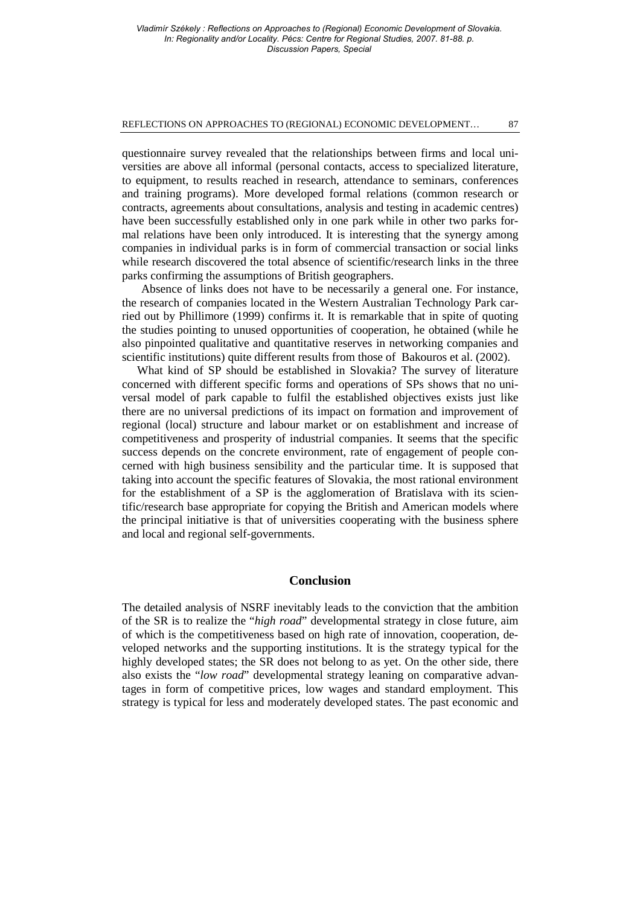questionnaire survey revealed that the relationships between firms and local universities are above all informal (personal contacts, access to specialized literature, to equipment, to results reached in research, attendance to seminars, conferences and training programs). More developed formal relations (common research or contracts, agreements about consultations, analysis and testing in academic centres) have been successfully established only in one park while in other two parks formal relations have been only introduced. It is interesting that the synergy among companies in individual parks is in form of commercial transaction or social links while research discovered the total absence of scientific/research links in the three parks confirming the assumptions of British geographers.

Absence of links does not have to be necessarily a general one. For instance, the research of companies located in the Western Australian Technology Park carried out by Phillimore (1999) confirms it. It is remarkable that in spite of quoting the studies pointing to unused opportunities of cooperation, he obtained (while he also pinpointed qualitative and quantitative reserves in networking companies and scientific institutions) quite different results from those of Bakouros et al. (2002).

What kind of SP should be established in Slovakia? The survey of literature concerned with different specific forms and operations of SPs shows that no universal model of park capable to fulfil the established objectives exists just like there are no universal predictions of its impact on formation and improvement of regional (local) structure and labour market or on establishment and increase of competitiveness and prosperity of industrial companies. It seems that the specific success depends on the concrete environment, rate of engagement of people concerned with high business sensibility and the particular time. It is supposed that taking into account the specific features of Slovakia, the most rational environment for the establishment of a SP is the agglomeration of Bratislava with its scientific/research base appropriate for copying the British and American models where the principal initiative is that of universities cooperating with the business sphere and local and regional self-governments.

## Conclusion

The detailed analysis of NSRF inevitably leads to the conviction that the ambition of the SR is to realize the "*high road*" developmental strategy in close future, aim of which is the competitiveness based on high rate of innovation, cooperation, developed networks and the supporting institutions. It is the strategy typical for the highly developed states; the SR does not belong to as yet. On the other side, there also exists the "*low road*" developmental strategy leaning on comparative advantages in form of competitive prices, low wages and standard employment. This strategy is typical for less and moderately developed states. The past economic and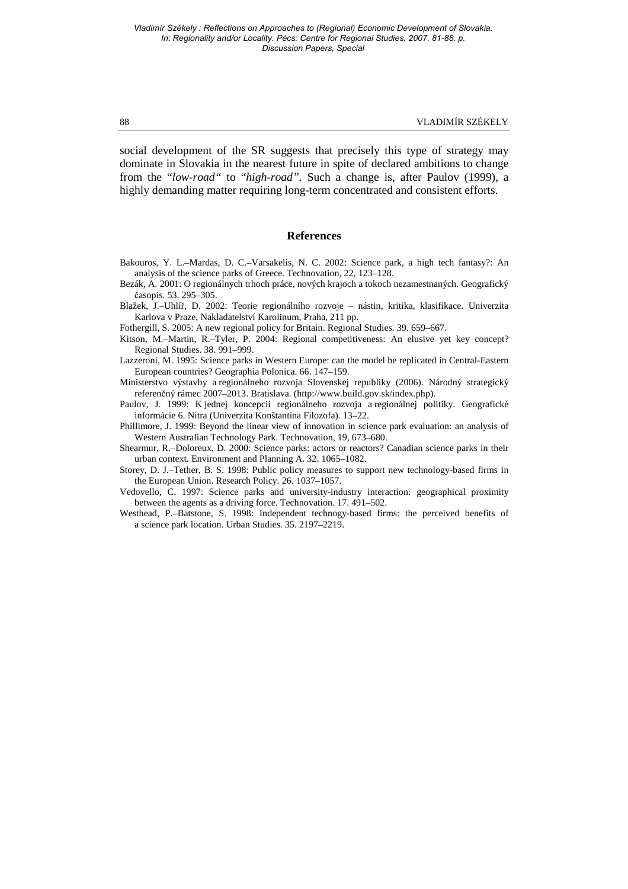social development of the SR suggests that precisely this type of strategy may dominate in Slovakia in the nearest future in spite of declared ambitions to change from the "*low-road*" to "*high-road*". Such a change is, after Paulov (1999), a highly demanding matter requiring long-term concentrated and consistent efforts.

## References

Bakouros, Y. L.–Mardas, D. C.–Varsakelis, N. C. 2002: Science park, a high tech fantasy?: An analysis of the science parks of Greece. Technovation, 22, 123–128.

Bezák, A. 2001: O regionálnych trhoch práce, nových krajoch a tokoch nezamestnaných. Geografický časopis. 53. 295–305.

Blažek, J.–Uhlíř, D. 2002: Teorie regionálního rozvoje – nástin, kritika, klasifikace. Univerzita Karlova v Praze, Nakladatelství Karolinum, Praha, 211 pp.

Fothergill, S. 2005: A new regional policy for Britain. Regional Studies. 39. 659–667.

Kitson, M.–Martin, R.–Tyler, P. 2004: Regional competitiveness: An elusive yet key concept? Regional Studies. 38. 991–999.

Lazzeroni, M. 1995: Science parks in Western Europe: can the model be replicated in Central-Eastern European countries? Geographia Polonica. 66. 147–159.

Ministerstvo výstavby a regionálneho rozvoja Slovenskej republiky (2006). Národný strategický referenčný rámec 2007–2013. Bratislava. (http://www.build.gov.sk/index.php).

Paulov, J. 1999: K jednej koncepcii regionálneho rozvoja a regionálnej politiky. Geografické informácie 6. Nitra (Univerzita Konštantína Filozofa). 13–22.

Phillimore, J. 1999: Beyond the linear view of innovation in science park evaluation: an analysis of Western Australian Technology Park. Technovation, 19, 673–680.

Shearmur, R.–Doloreux, D. 2000: Science parks: actors or reactors? Canadian science parks in their urban context. Environment and Planning A. 32. 1065–1082.

Storey, D. J.–Tether, B. S. 1998: Public policy measures to support new technology-based firms in the European Union. Research Policy. 26. 1037–1057.

Vedovello, C. 1997: Science parks and university-industry interaction: geographical proximity between the agents as a driving force. Technovation. 17. 491–502.

Westhead, P.–Batstone, S. 1998: Independent technogy-based firms: the perceived benefits of a science park location. Urban Studies. 35. 2197–2219.